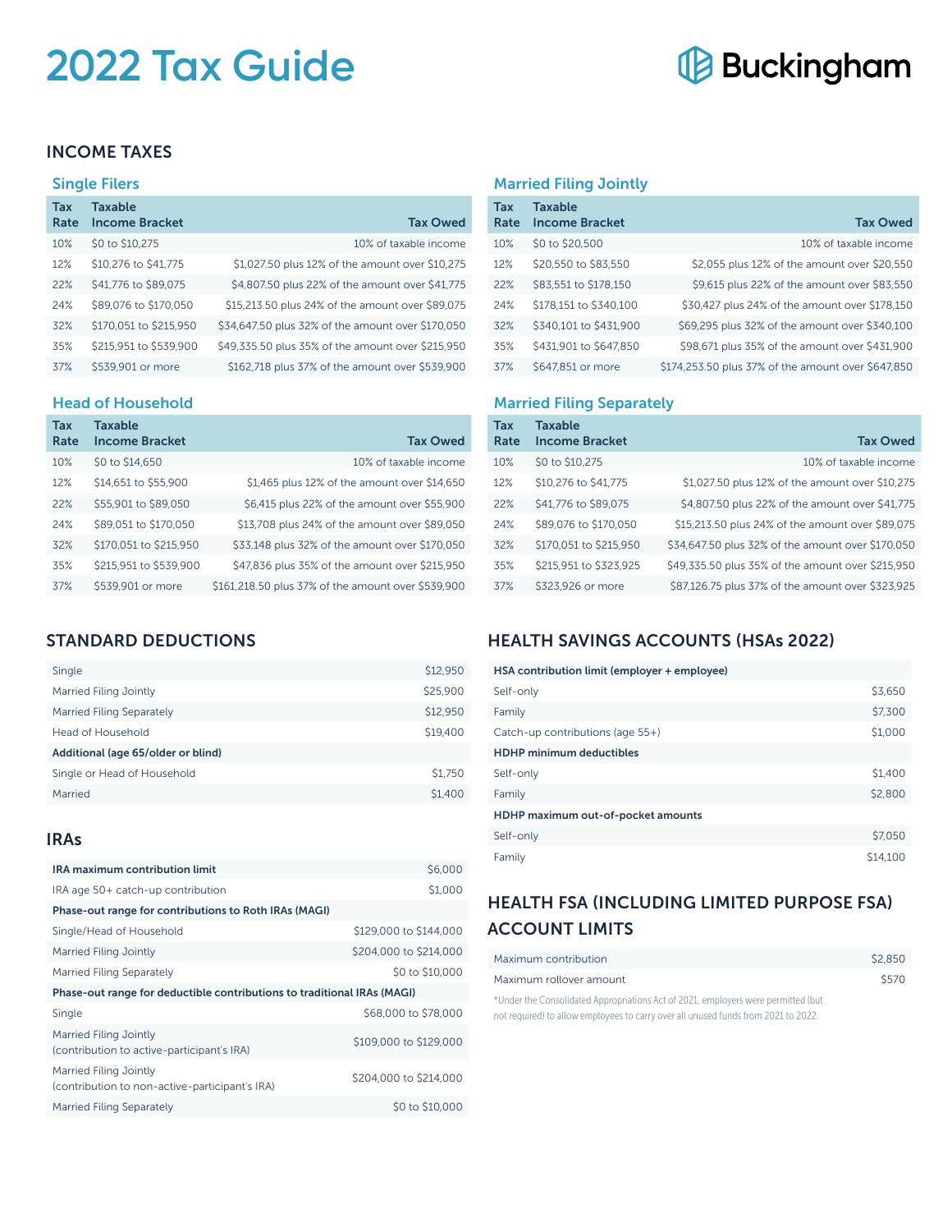# 2022 Tax Guide

Buckingham

## INCOME TAXES

### Single Filers

| Tax Rate | Taxable Income Bracket | Tax Owed |
|---|---|---|
| 10% | $0 to $10,275 | 10% of taxable income |
| 12% | $10,276 to $41,775 | $1,027.50 plus 12% of the amount over $10,275 |
| 22% | $41,776 to $89,075 | $4,807.50 plus 22% of the amount over $41,775 |
| 24% | $89,076 to $170,050 | $15,213.50 plus 24% of the amount over $89,075 |
| 32% | $170,051 to $215,950 | $34,647.50 plus 32% of the amount over $170,050 |
| 35% | $215,951 to $539,900 | $49,335.50 plus 35% of the amount over $215,950 |
| 37% | $539,901 or more | $162,718 plus 37% of the amount over $539,900 |

### Married Filing Jointly

| Tax Rate | Taxable Income Bracket | Tax Owed |
|---|---|---|
| 10% | $0 to $20,500 | 10% of taxable income |
| 12% | $20,550 to $83,550 | $2,055 plus 12% of the amount over $20,550 |
| 22% | $83,551 to $178,150 | $9,615 plus 22% of the amount over $83,550 |
| 24% | $178,151 to $340,100 | $30,427 plus 24% of the amount over $178,150 |
| 32% | $340,101 to $431,900 | $69,295 plus 32% of the amount over $340,100 |
| 35% | $431,901 to $647,850 | $98,671 plus 35% of the amount over $431,900 |
| 37% | $647,851 or more | $174,253.50 plus 37% of the amount over $647,850 |

### Head of Household

| Tax Rate | Taxable Income Bracket | Tax Owed |
|---|---|---|
| 10% | $0 to $14,650 | 10% of taxable income |
| 12% | $14,651 to $55,900 | $1,465 plus 12% of the amount over $14,650 |
| 22% | $55,901 to $89,050 | $6,415 plus 22% of the amount over $55,900 |
| 24% | $89,051 to $170,050 | $13,708 plus 24% of the amount over $89,050 |
| 32% | $170,051 to $215,950 | $33,148 plus 32% of the amount over $170,050 |
| 35% | $215,951 to $539,900 | $47,836 plus 35% of the amount over $215,950 |
| 37% | $539,901 or more | $161,218.50 plus 37% of the amount over $539,900 |

### Married Filing Separately

| Tax Rate | Taxable Income Bracket | Tax Owed |
|---|---|---|
| 10% | $0 to $10,275 | 10% of taxable income |
| 12% | $10,276 to $41,775 | $1,027.50 plus 12% of the amount over $10,275 |
| 22% | $41,776 to $89,075 | $4,807.50 plus 22% of the amount over $41,775 |
| 24% | $89,076 to $170,050 | $15,213.50 plus 24% of the amount over $89,075 |
| 32% | $170,051 to $215,950 | $34,647.50 plus 32% of the amount over $170,050 |
| 35% | $215,951 to $323,925 | $49,335.50 plus 35% of the amount over $215,950 |
| 37% | $323,926 or more | $87,126.75 plus 37% of the amount over $323,925 |

## STANDARD DEDUCTIONS

| | |
|---|---|
| Single | $12,950 |
| Married Filing Jointly | $25,900 |
| Married Filing Separately | $12,950 |
| Head of Household | $19,400 |
| **Additional (age 65/older or blind)** | |
| Single or Head of Household | $1,750 |
| Married | $1,400 |

## IRAs

| | |
|---|---|
| **IRA maximum contribution limit** | $6,000 |
| IRA age 50+ catch-up contribution | $1,000 |
| **Phase-out range for contributions to Roth IRAs (MAGI)** | |
| Single/Head of Household | $129,000 to $144,000 |
| Married Filing Jointly | $204,000 to $214,000 |
| Married Filing Separately | $0 to $10,000 |
| **Phase-out range for deductible contributions to traditional IRAs (MAGI)** | |
| Single | $68,000 to $78,000 |
| Married Filing Jointly (contribution to active-participant's IRA) | $109,000 to $129,000 |
| Married Filing Jointly (contribution to non-active-participant's IRA) | $204,000 to $214,000 |
| Married Filing Separately | $0 to $10,000 |

## HEALTH SAVINGS ACCOUNTS (HSAs 2022)

| | |
|---|---|
| **HSA contribution limit (employer + employee)** | |
| Self-only | $3,650 |
| Family | $7,300 |
| Catch-up contributions (age 55+) | $1,000 |
| **HDHP minimum deductibles** | |
| Self-only | $1,400 |
| Family | $2,800 |
| **HDHP maximum out-of-pocket amounts** | |
| Self-only | $7,050 |
| Family | $14,100 |

## HEALTH FSA (INCLUDING LIMITED PURPOSE FSA) ACCOUNT LIMITS

| | |
|---|---|
| Maximum contribution | $2,850 |
| Maximum rollover amount | $570 |

*Under the Consolidated Appropriations Act of 2021, employers were permitted (but not required) to allow employees to carry over all unused funds from 2021 to 2022.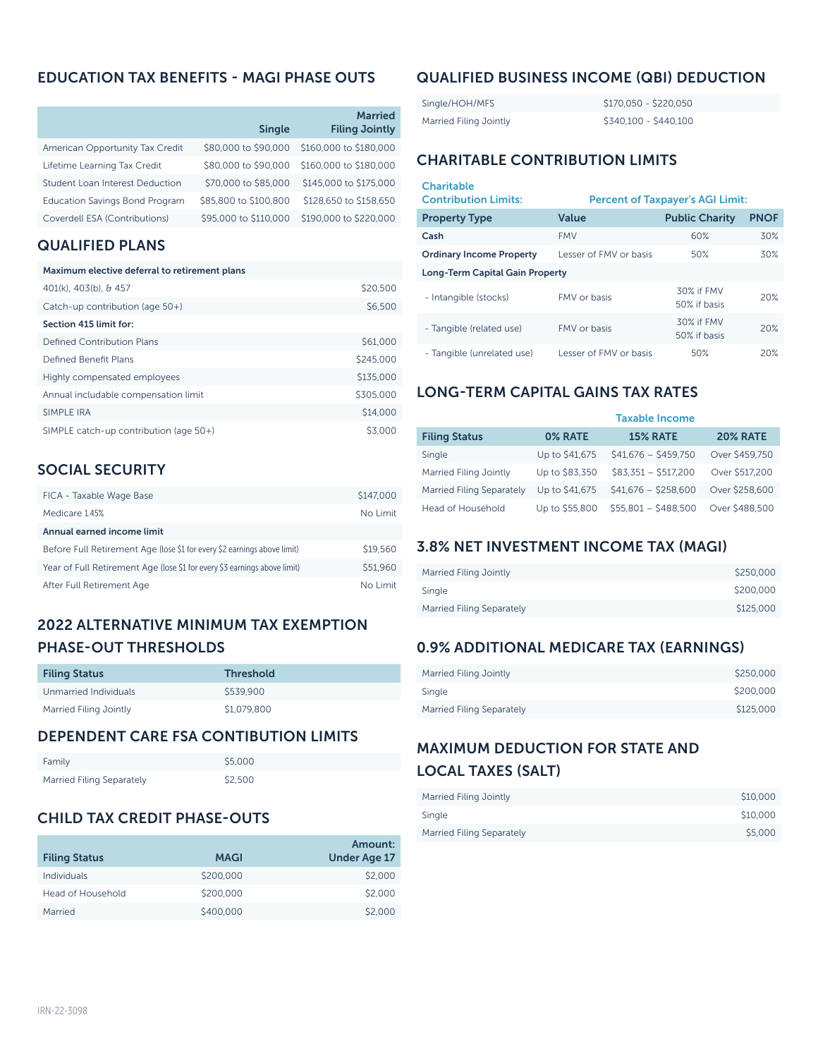## EDUCATION TAX BENEFITS - MAGI PHASE OUTS

| | Single | Married Filing Jointly |
|---|---|---|
| American Opportunity Tax Credit | $80,000 to $90,000 | $160,000 to $180,000 |
| Lifetime Learning Tax Credit | $80,000 to $90,000 | $160,000 to $180,000 |
| Student Loan Interest Deduction | $70,000 to $85,000 | $145,000 to $175,000 |
| Education Savings Bond Program | $85,800 to $100,800 | $128,650 to $158,650 |
| Coverdell ESA (Contributions) | $95,000 to $110,000 | $190,000 to $220,000 |

## QUALIFIED PLANS

| | |
|---|---|
| **Maximum elective deferral to retirement plans** | |
| 401(k), 403(b), & 457 | $20,500 |
| Catch-up contribution (age 50+) | $6,500 |
| **Section 415 limit for:** | |
| Defined Contribution Plans | $61,000 |
| Defined Benefit Plans | $245,000 |
| Highly compensated employees | $135,000 |
| Annual includable compensation limit | $305,000 |
| SIMPLE IRA | $14,000 |
| SIMPLE catch-up contribution (age 50+) | $3,000 |

## SOCIAL SECURITY

| | |
|---|---|
| FICA - Taxable Wage Base | $147,000 |
| Medicare 1.45% | No Limit |
| **Annual earned income limit** | |
| Before Full Retirement Age (lose $1 for every $2 earnings above limit) | $19,560 |
| Year of Full Retirement Age (lose $1 for every $3 earnings above limit) | $51,960 |
| After Full Retirement Age | No Limit |

## 2022 ALTERNATIVE MINIMUM TAX EXEMPTION PHASE-OUT THRESHOLDS

| Filing Status | Threshold |
|---|---|
| Unmarried Individuals | $539,900 |
| Married Filing Jointly | $1,079,800 |

## DEPENDENT CARE FSA CONTIBUTION LIMITS

| | |
|---|---|
| Family | $5,000 |
| Married Filing Separately | $2,500 |

## CHILD TAX CREDIT PHASE-OUTS

| Filing Status | MAGI | Amount: Under Age 17 |
|---|---|---|
| Individuals | $200,000 | $2,000 |
| Head of Household | $200,000 | $2,000 |
| Married | $400,000 | $2,000 |

## QUALIFIED BUSINESS INCOME (QBI) DEDUCTION

| | |
|---|---|
| Single/HOH/MFS | $170,050 - $220,050 |
| Married Filing Jointly | $340,100 - $440,100 |

## CHARITABLE CONTRIBUTION LIMITS

| Charitable Contribution Limits: | | Percent of Taxpayer's AGI Limit: | |
|---|---|---|---|
| **Property Type** | **Value** | **Public Charity** | **PNOF** |
| **Cash** | FMV | 60% | 30% |
| **Ordinary Income Property** | Lesser of FMV or basis | 50% | 30% |
| **Long-Term Capital Gain Property** | | | |
| - Intangible (stocks) | FMV or basis | 30% if FMV 50% if basis | 20% |
| - Tangible (related use) | FMV or basis | 30% if FMV 50% if basis | 20% |
| - Tangible (unrelated use) | Lesser of FMV or basis | 50% | 20% |

## LONG-TERM CAPITAL GAINS TAX RATES

| | Taxable Income | | |
|---|---|---|---|
| **Filing Status** | **0% RATE** | **15% RATE** | **20% RATE** |
| Single | Up to $41,675 | $41,676 – $459,750 | Over $459,750 |
| Married Filing Jointly | Up to $83,350 | $83,351 – $517,200 | Over $517,200 |
| Married Filing Separately | Up to $41,675 | $41,676 – $258,600 | Over $258,600 |
| Head of Household | Up to $55,800 | $55,801 – $488,500 | Over $488,500 |

## 3.8% NET INVESTMENT INCOME TAX (MAGI)

| | |
|---|---|
| Married Filing Jointly | $250,000 |
| Single | $200,000 |
| Married Filing Separately | $125,000 |

## 0.9% ADDITIONAL MEDICARE TAX (EARNINGS)

| | |
|---|---|
| Married Filing Jointly | $250,000 |
| Single | $200,000 |
| Married Filing Separately | $125,000 |

## MAXIMUM DEDUCTION FOR STATE AND LOCAL TAXES (SALT)

| | |
|---|---|
| Married Filing Jointly | $10,000 |
| Single | $10,000 |
| Married Filing Separately | $5,000 |

IRN-22-3098